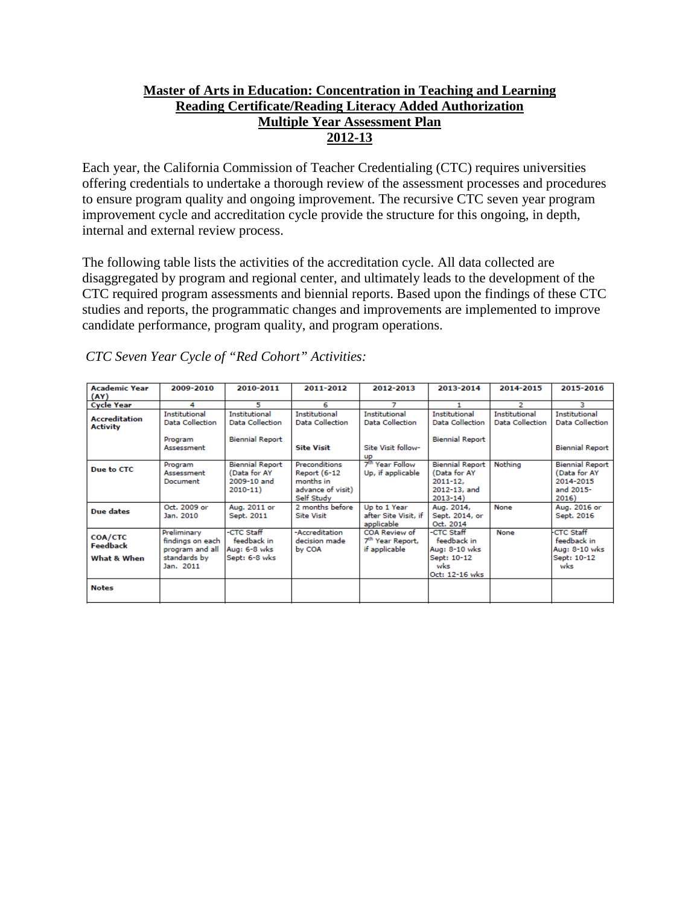# Master of Arts in Education: Concentration in Teaching and Learning
## Reading Certificate/Reading Literacy Added Authorization
## Multiple Year Assessment Plan
## 2012-13

Each year, the California Commission of Teacher Credentialing (CTC) requires universities offering credentials to undertake a thorough review of the assessment processes and procedures to ensure program quality and ongoing improvement. The recursive CTC seven year program improvement cycle and accreditation cycle provide the structure for this ongoing, in depth, internal and external review process.

The following table lists the activities of the accreditation cycle. All data collected are disaggregated by program and regional center, and ultimately leads to the development of the CTC required program assessments and biennial reports. Based upon the findings of these CTC studies and reports, the programmatic changes and improvements are implemented to improve candidate performance, program quality, and program operations.

*CTC Seven Year Cycle of "Red Cohort" Activities:*

| Academic Year (AY) | 2009-2010 | 2010-2011 | 2011-2012 | 2012-2013 | 2013-2014 | 2014-2015 | 2015-2016 |
|---|---|---|---|---|---|---|---|
| Cycle Year | 4 | 5 | 6 | 7 | 1 | 2 | 3 |
| Accreditation Activity | Institutional Data Collection<br><br>Program Assessment | Institutional Data Collection<br><br>Biennial Report | Institutional Data Collection<br><br>**Site Visit** | Institutional Data Collection<br><br>Site Visit follow-up | Institutional Data Collection<br><br>Biennial Report | Institutional Data Collection | Institutional Data Collection<br><br>Biennial Report |
| Due to CTC | Program Assessment Document | Biennial Report (Data for AY 2009-10 and 2010-11) | Preconditions Report (6-12 months in advance of visit) Self Study | 7th Year Follow Up, if applicable | Biennial Report (Data for AY 2011-12, 2012-13, and 2013-14) | Nothing | Biennial Report (Data for AY 2014-2015 and 2015-2016) |
| Due dates | Oct. 2009 or Jan. 2010 | Aug. 2011 or Sept. 2011 | 2 months before Site Visit | Up to 1 Year after Site Visit, if applicable | Aug. 2014, Sept. 2014, or Oct. 2014 | None | Aug. 2016 or Sept. 2016 |
| COA/CTC Feedback What & When | Preliminary findings on each program and all standards by Jan. 2011 | -CTC Staff feedback in Aug: 6-8 wks Sept: 6-8 wks | -Accreditation decision made by COA | COA Review of 7th Year Report, if applicable | -CTC Staff feedback in Aug: 8-10 wks Sept: 10-12 wks Oct: 12-16 wks | None | -CTC Staff feedback in Aug: 8-10 wks Sept: 10-12 wks |
| Notes | | | | | | | |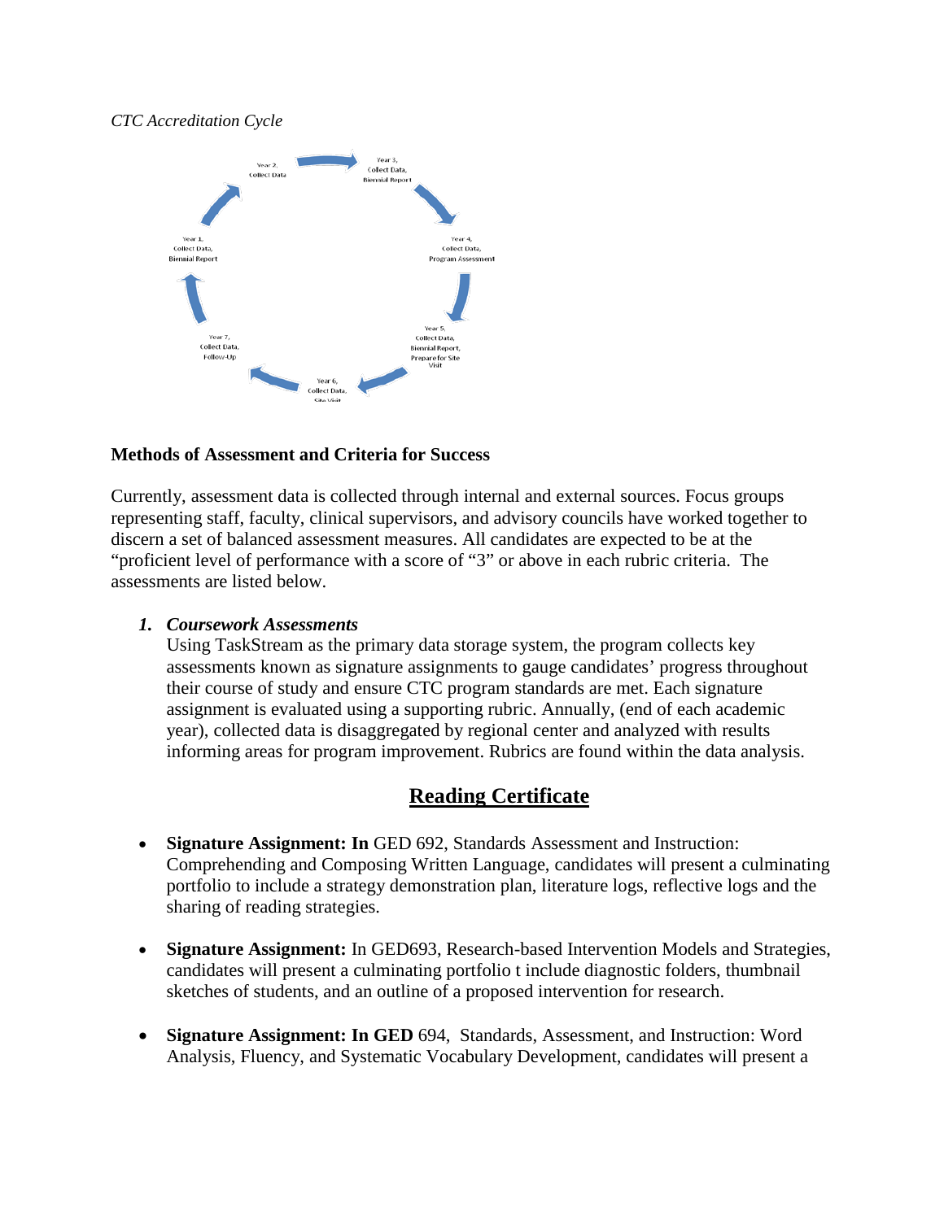*CTC Accreditation Cycle*

Year 1, Collect Data, Biennial Report

Year 2, Collect Data

Year 3, Collect Data, Biennial Report

Year 4, Collect Data, Program Assessment

Year 5, Collect Data, Biennial Report, Prepare for Site Visit

Year 6, Collect Data, Site Visit

Year 7, Collect Data, Follow-Up

**Methods of Assessment and Criteria for Success**

Currently, assessment data is collected through internal and external sources. Focus groups representing staff, faculty, clinical supervisors, and advisory councils have worked together to discern a set of balanced assessment measures. All candidates are expected to be at the "proficient level of performance with a score of "3" or above in each rubric criteria. The assessments are listed below.

1. ***Coursework Assessments***
   Using TaskStream as the primary data storage system, the program collects key assessments known as signature assignments to gauge candidates' progress throughout their course of study and ensure CTC program standards are met. Each signature assignment is evaluated using a supporting rubric. Annually, (end of each academic year), collected data is disaggregated by regional center and analyzed with results informing areas for program improvement. Rubrics are found within the data analysis.

## Reading Certificate

- **Signature Assignment: In** GED 692, Standards Assessment and Instruction: Comprehending and Composing Written Language, candidates will present a culminating portfolio to include a strategy demonstration plan, literature logs, reflective logs and the sharing of reading strategies.

- **Signature Assignment:** In GED693, Research-based Intervention Models and Strategies, candidates will present a culminating portfolio t include diagnostic folders, thumbnail sketches of students, and an outline of a proposed intervention for research.

- **Signature Assignment: In GED** 694, Standards, Assessment, and Instruction: Word Analysis, Fluency, and Systematic Vocabulary Development, candidates will present a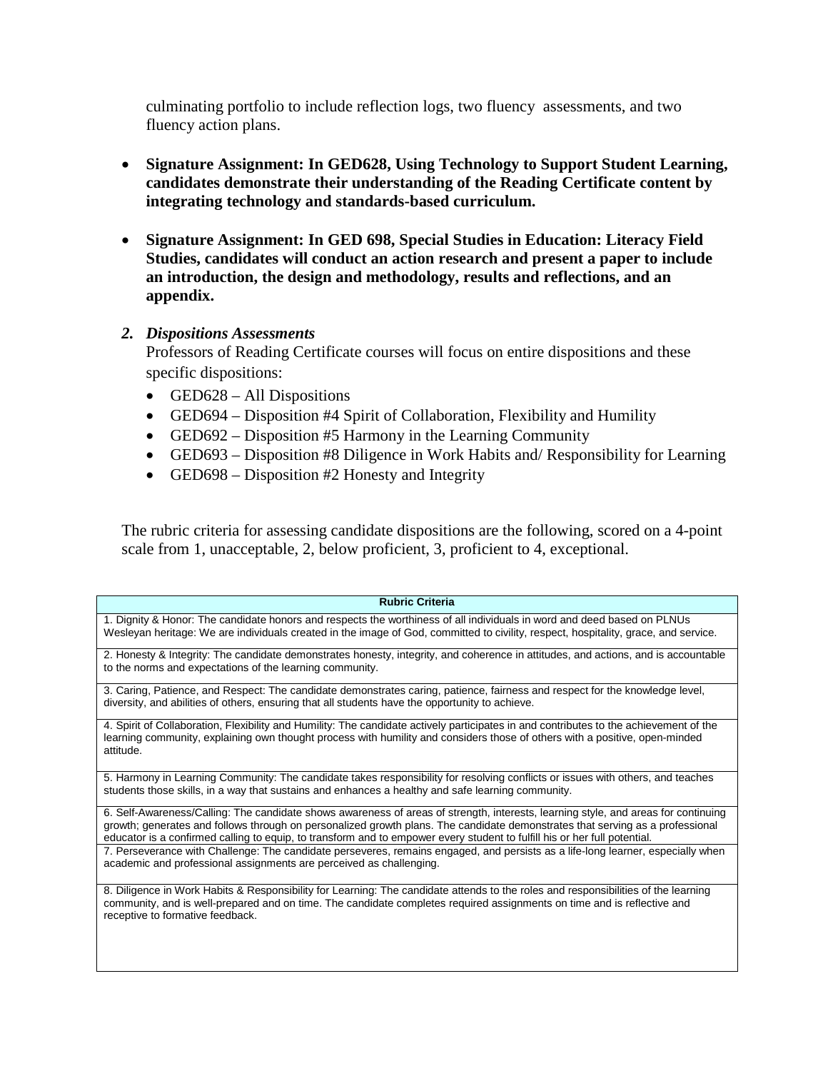culminating portfolio to include reflection logs, two fluency assessments, and two fluency action plans.

- **Signature Assignment: In GED628, Using Technology to Support Student Learning, candidates demonstrate their understanding of the Reading Certificate content by integrating technology and standards-based curriculum.**
- **Signature Assignment: In GED 698, Special Studies in Education: Literacy Field Studies, candidates will conduct an action research and present a paper to include an introduction, the design and methodology, results and reflections, and an appendix.**

***2. Dispositions Assessments***

Professors of Reading Certificate courses will focus on entire dispositions and these specific dispositions:

- GED628 – All Dispositions
- GED694 – Disposition #4 Spirit of Collaboration, Flexibility and Humility
- GED692 – Disposition #5 Harmony in the Learning Community
- GED693 – Disposition #8 Diligence in Work Habits and/ Responsibility for Learning
- GED698 – Disposition #2 Honesty and Integrity

The rubric criteria for assessing candidate dispositions are the following, scored on a 4-point scale from 1, unacceptable, 2, below proficient, 3, proficient to 4, exceptional.

| **Rubric Criteria** |
| --- |
| 1. Dignity & Honor: The candidate honors and respects the worthiness of all individuals in word and deed based on PLNUs Wesleyan heritage: We are individuals created in the image of God, committed to civility, respect, hospitality, grace, and service. |
| 2. Honesty & Integrity: The candidate demonstrates honesty, integrity, and coherence in attitudes, and actions, and is accountable to the norms and expectations of the learning community. |
| 3. Caring, Patience, and Respect: The candidate demonstrates caring, patience, fairness and respect for the knowledge level, diversity, and abilities of others, ensuring that all students have the opportunity to achieve. |
| 4. Spirit of Collaboration, Flexibility and Humility: The candidate actively participates in and contributes to the achievement of the learning community, explaining own thought process with humility and considers those of others with a positive, open-minded attitude. |
| 5. Harmony in Learning Community: The candidate takes responsibility for resolving conflicts or issues with others, and teaches students those skills, in a way that sustains and enhances a healthy and safe learning community. |
| 6. Self-Awareness/Calling: The candidate shows awareness of areas of strength, interests, learning style, and areas for continuing growth; generates and follows through on personalized growth plans. The candidate demonstrates that serving as a professional educator is a confirmed calling to equip, to transform and to empower every student to fulfill his or her full potential. |
| 7. Perseverance with Challenge: The candidate perseveres, remains engaged, and persists as a life-long learner, especially when academic and professional assignments are perceived as challenging. |
| 8. Diligence in Work Habits & Responsibility for Learning: The candidate attends to the roles and responsibilities of the learning community, and is well-prepared and on time. The candidate completes required assignments on time and is reflective and receptive to formative feedback. |